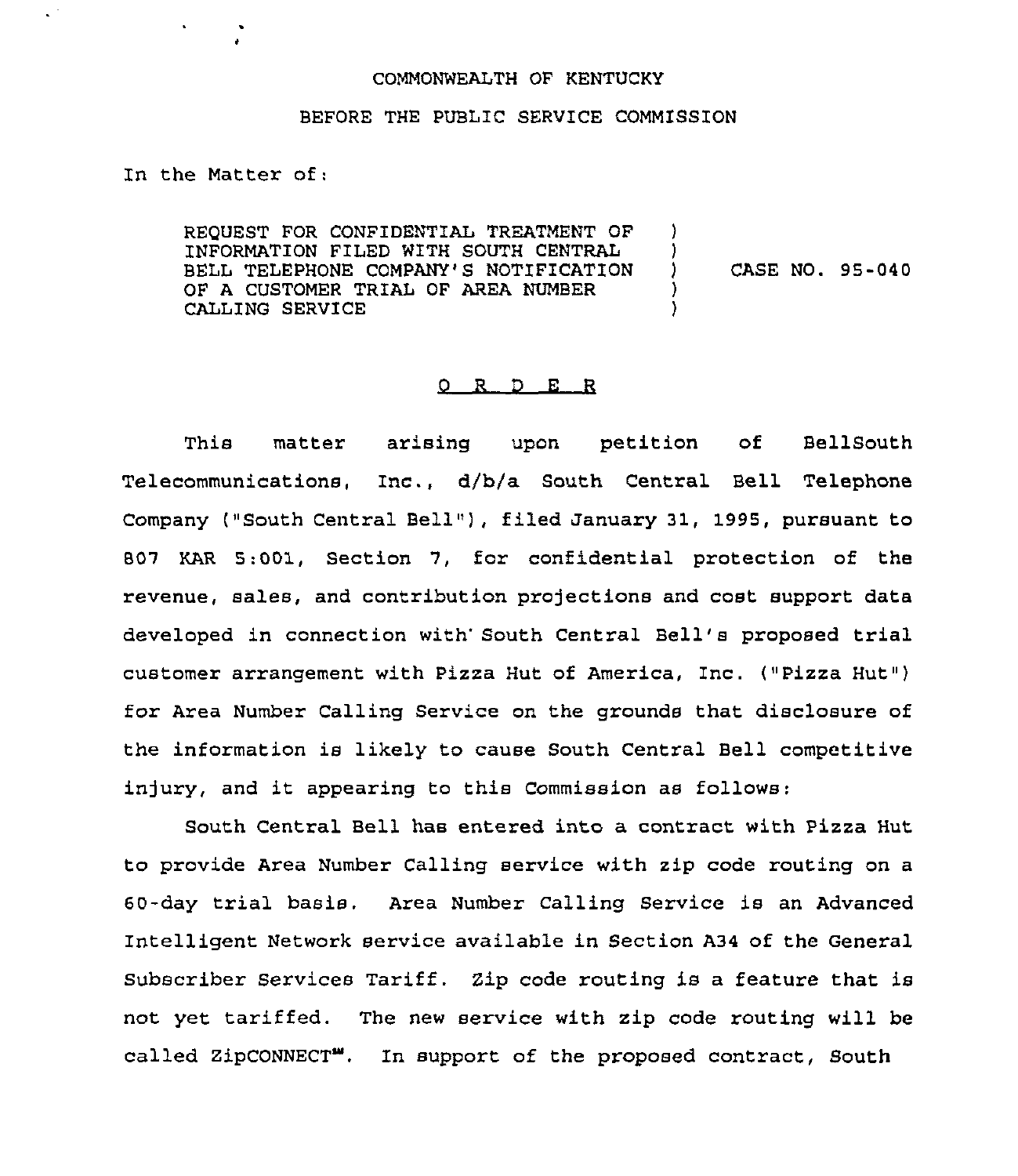COMMONWEALTH OF KENTUCKY

BEFORE THE PUBLIC SERVICE COMMISSION

In the Matter of:

| | | |
|---|---|---|
| REQUEST FOR CONFIDENTIAL TREATMENT OF INFORMATION FILED WITH SOUTH CENTRAL BELL TELEPHONE COMPANY'S NOTIFICATION OF A CUSTOMER TRIAL OF AREA NUMBER CALLING SERVICE | ) ) ) ) ) | CASE NO. 95-040 |

## O R D E R

This matter arising upon petition of BellSouth Telecommunications, Inc., d/b/a South Central Bell Telephone Company ("South Central Bell"), filed January 31, 1995, pursuant to 807 KAR 5:001, Section 7, for confidential protection of the revenue, sales, and contribution projections and cost support data developed in connection with South Central Bell's proposed trial customer arrangement with Pizza Hut of America, Inc. ("Pizza Hut") for Area Number Calling Service on the grounds that disclosure of the information is likely to cause South Central Bell competitive injury, and it appearing to this Commission as follows:

South Central Bell has entered into a contract with Pizza Hut to provide Area Number Calling service with zip code routing on a 60-day trial basis. Area Number Calling Service is an Advanced Intelligent Network service available in Section A34 of the General Subscriber Services Tariff. Zip code routing is a feature that is not yet tariffed. The new service with zip code routing will be called ZipCONNECT℠. In support of the proposed contract, South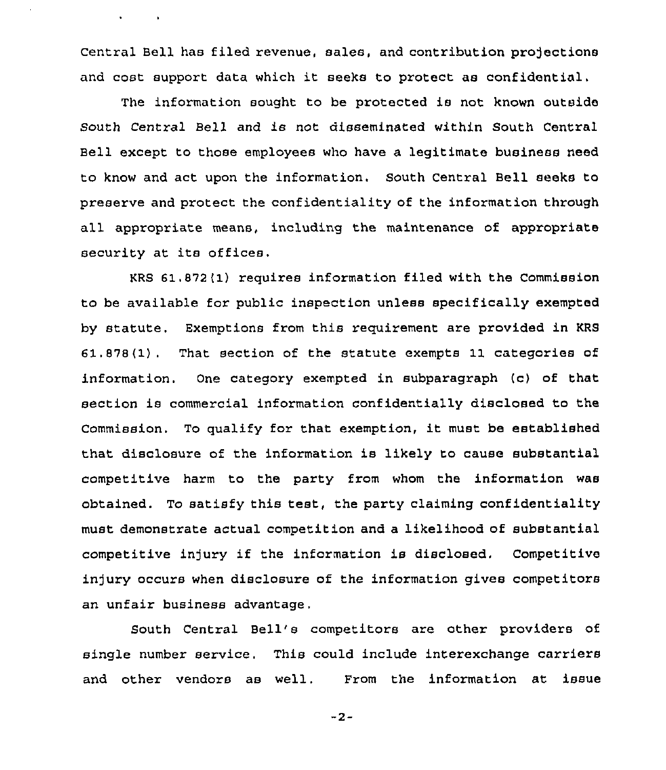Central Bell has filed revenue, sales, and contribution projections and cost support data which it seeks to protect as confidential.

The information sought to be protected is not known outside South Central Bell and is not disseminated within South Central Bell except to those employees who have a legitimate business need to know and act upon the information. South Central Bell seeks to preserve and protect the confidentiality of the information through all appropriate means, including the maintenance of appropriate security at its offices.

KRS 61.872(1) requires information filed with the Commission to be available for public inspection unless specifically exempted by statute. Exemptions from this requirement are provided in KRS 61.878(1). That section of the statute exempts 11 categories of information. One category exempted in subparagraph (c) of that section is commercial information confidentially disclosed to the Commission. To qualify for that exemption, it must be established that disclosure of the information is likely to cause substantial competitive harm to the party from whom the information was obtained. To satisfy this test, the party claiming confidentiality must demonstrate actual competition and a likelihood of substantial competitive injury if the information is disclosed. Competitive injury occurs when disclosure of the information gives competitors an unfair business advantage.

South Central Bell's competitors are other providers of single number service. This could include interexchange carriers and other vendors as well. From the information at issue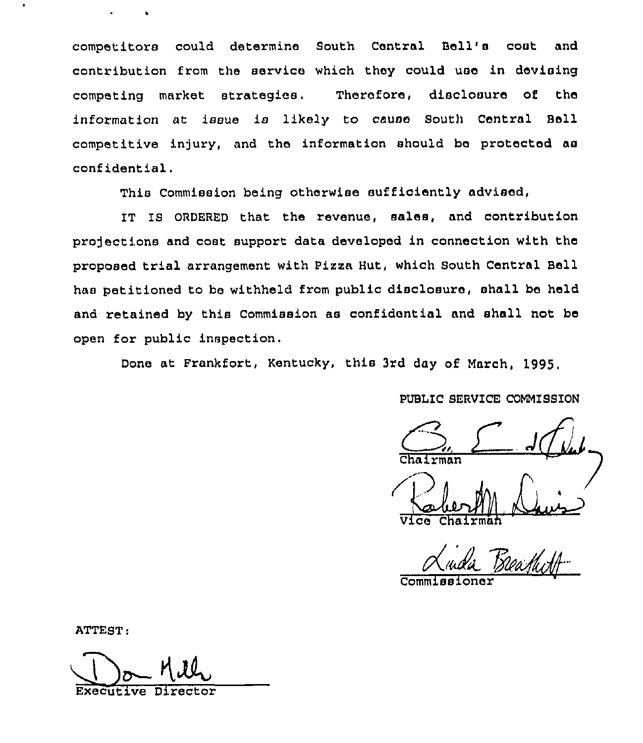competitors could determine South Central Bell's cost and contribution from the service which they could use in devising competing market strategies. Therefore, disclosure of the information at issue is likely to cause South Central Bell competitive injury, and the information should be protected as confidential.

This Commission being otherwise sufficiently advised,

IT IS ORDERED that the revenue, sales, and contribution projections and cost support data developed in connection with the proposed trial arrangement with Pizza Hut, which South Central Bell has petitioned to be withheld from public disclosure, shall be held and retained by this Commission as confidential and shall not be open for public inspection.

Done at Frankfort, Kentucky, this 3rd day of March, 1995.

PUBLIC SERVICE COMMISSION

Chairman

Vice Chairman

Commissioner

ATTEST:

Executive Director